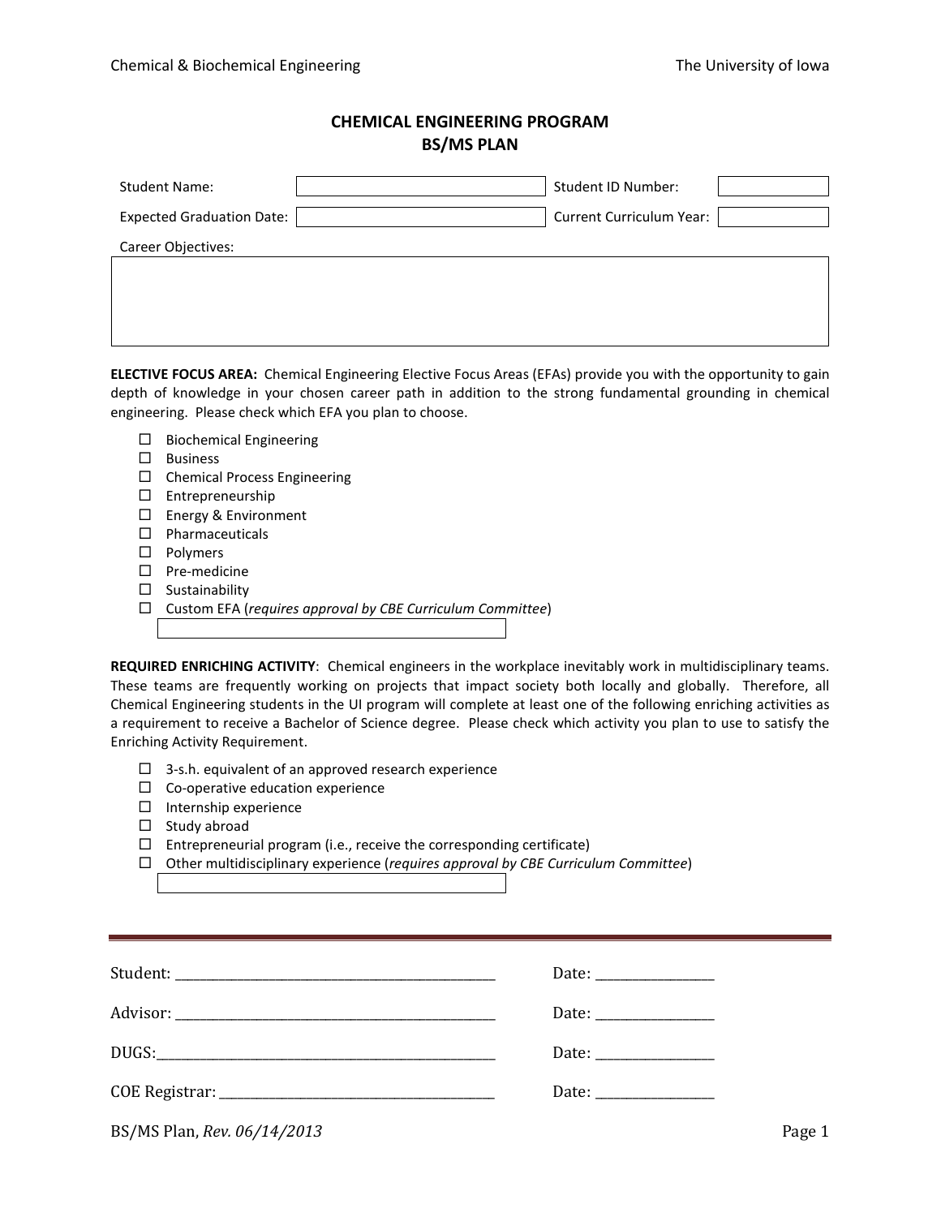# CHEMICAL ENGINEERING PROGRAM
## BS/MS PLAN

| Student Name: | | Student ID Number: | |
|---|---|---|---|
| Expected Graduation Date: | | Current Curriculum Year: | |

Career Objectives:

&nbsp;

**ELECTIVE FOCUS AREA:** Chemical Engineering Elective Focus Areas (EFAs) provide you with the opportunity to gain depth of knowledge in your chosen career path in addition to the strong fundamental grounding in chemical engineering. Please check which EFA you plan to choose.

- ☐ Biochemical Engineering
- ☐ Business
- ☐ Chemical Process Engineering
- ☐ Entrepreneurship
- ☐ Energy & Environment
- ☐ Pharmaceuticals
- ☐ Polymers
- ☐ Pre-medicine
- ☐ Sustainability
- ☐ Custom EFA (*requires approval by CBE Curriculum Committee*)

**REQUIRED ENRICHING ACTIVITY**: Chemical engineers in the workplace inevitably work in multidisciplinary teams. These teams are frequently working on projects that impact society both locally and globally. Therefore, all Chemical Engineering students in the UI program will complete at least one of the following enriching activities as a requirement to receive a Bachelor of Science degree. Please check which activity you plan to use to satisfy the Enriching Activity Requirement.

- ☐ 3-s.h. equivalent of an approved research experience
- ☐ Co-operative education experience
- ☐ Internship experience
- ☐ Study abroad
- ☐ Entrepreneurial program (i.e., receive the corresponding certificate)
- ☐ Other multidisciplinary experience (*requires approval by CBE Curriculum Committee*)

---

Student: ____________________________________________ Date: ________________

Advisor: ____________________________________________ Date: ________________

DUGS: ______________________________________________ Date: ________________

COE Registrar: ______________________________________ Date: ________________

BS/MS Plan, *Rev. 06/14/2013*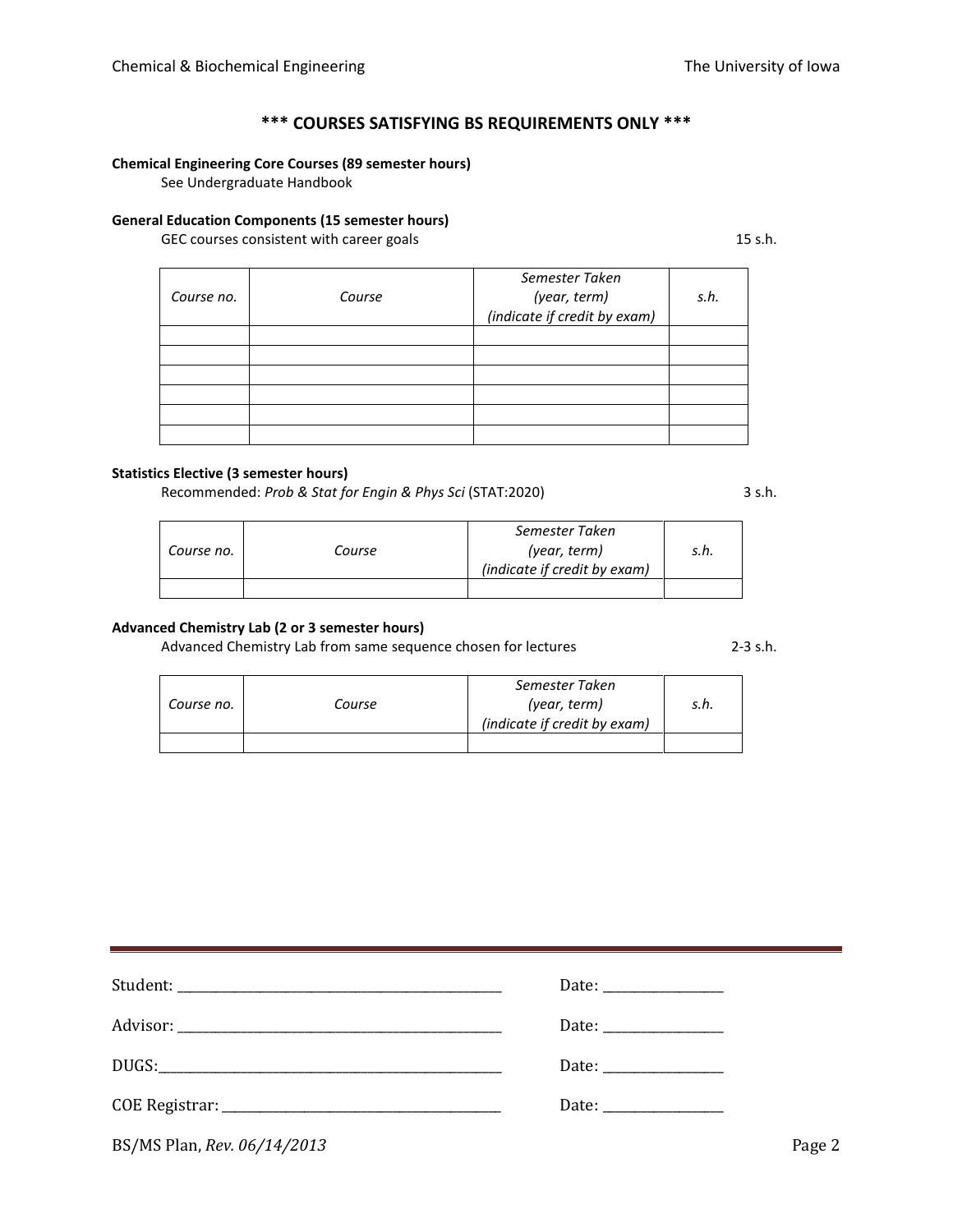# *** COURSES SATISFYING BS REQUIREMENTS ONLY ***

**Chemical Engineering Core Courses (89 semester hours)**

See Undergraduate Handbook

**General Education Components (15 semester hours)**

GEC courses consistent with career goals — 15 s.h.

| *Course no.* | *Course* | *Semester Taken (year, term) (indicate if credit by exam)* | *s.h.* |
|---|---|---|---|
| | | | |
| | | | |
| | | | |
| | | | |
| | | | |
| | | | |

**Statistics Elective (3 semester hours)**

Recommended: *Prob & Stat for Engin & Phys Sci* (STAT:2020) — 3 s.h.

| *Course no.* | *Course* | *Semester Taken (year, term) (indicate if credit by exam)* | *s.h.* |
|---|---|---|---|
| | | | |

**Advanced Chemistry Lab (2 or 3 semester hours)**

Advanced Chemistry Lab from same sequence chosen for lectures — 2-3 s.h.

| *Course no.* | *Course* | *Semester Taken (year, term) (indicate if credit by exam)* | *s.h.* |
|---|---|---|---|
| | | | |

---

Student: ______________________________ Date: ______________

Advisor: ______________________________ Date: ______________

DUGS: ______________________________ Date: ______________

COE Registrar: ______________________________ Date: ______________

BS/MS Plan, *Rev. 06/14/2013*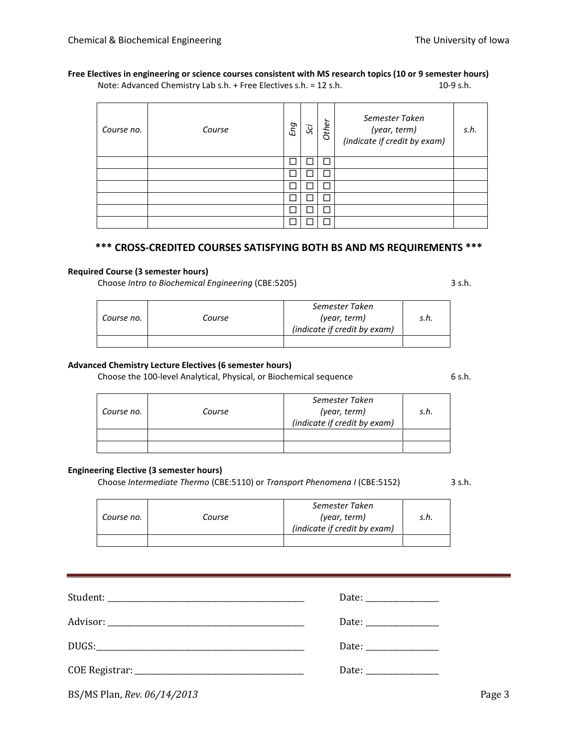**Free Electives in engineering or science courses consistent with MS research topics (10 or 9 semester hours)**

Note: Advanced Chemistry Lab s.h. + Free Electives s.h. = 12 s.h. 10-9 s.h.

| *Course no.* | *Course* | *Eng* | *Sci* | *Other* | *Semester Taken (year, term) (indicate if credit by exam)* | *s.h.* |
|---|---|---|---|---|---|---|
| | | ☐ | ☐ | ☐ | | |
| | | ☐ | ☐ | ☐ | | |
| | | ☐ | ☐ | ☐ | | |
| | | ☐ | ☐ | ☐ | | |
| | | ☐ | ☐ | ☐ | | |
| | | ☐ | ☐ | ☐ | | |

## *** CROSS-CREDITED COURSES SATISFYING BOTH BS AND MS REQUIREMENTS ***

**Required Course (3 semester hours)**

Choose *Intro to Biochemical Engineering* (CBE:5205) 3 s.h.

| *Course no.* | *Course* | *Semester Taken (year, term) (indicate if credit by exam)* | *s.h.* |
|---|---|---|---|
| | | | |

**Advanced Chemistry Lecture Electives (6 semester hours)**

Choose the 100-level Analytical, Physical, or Biochemical sequence 6 s.h.

| *Course no.* | *Course* | *Semester Taken (year, term) (indicate if credit by exam)* | *s.h.* |
|---|---|---|---|
| | | | |
| | | | |

**Engineering Elective (3 semester hours)**

Choose *Intermediate Thermo* (CBE:5110) or *Transport Phenomena I* (CBE:5152) 3 s.h.

| *Course no.* | *Course* | *Semester Taken (year, term) (indicate if credit by exam)* | *s.h.* |
|---|---|---|---|
| | | | |

---

Student: ________________________________ Date: ______________

Advisor: ________________________________ Date: ______________

DUGS: ________________________________ Date: ______________

COE Registrar: ________________________________ Date: ______________

BS/MS Plan, *Rev. 06/14/2013*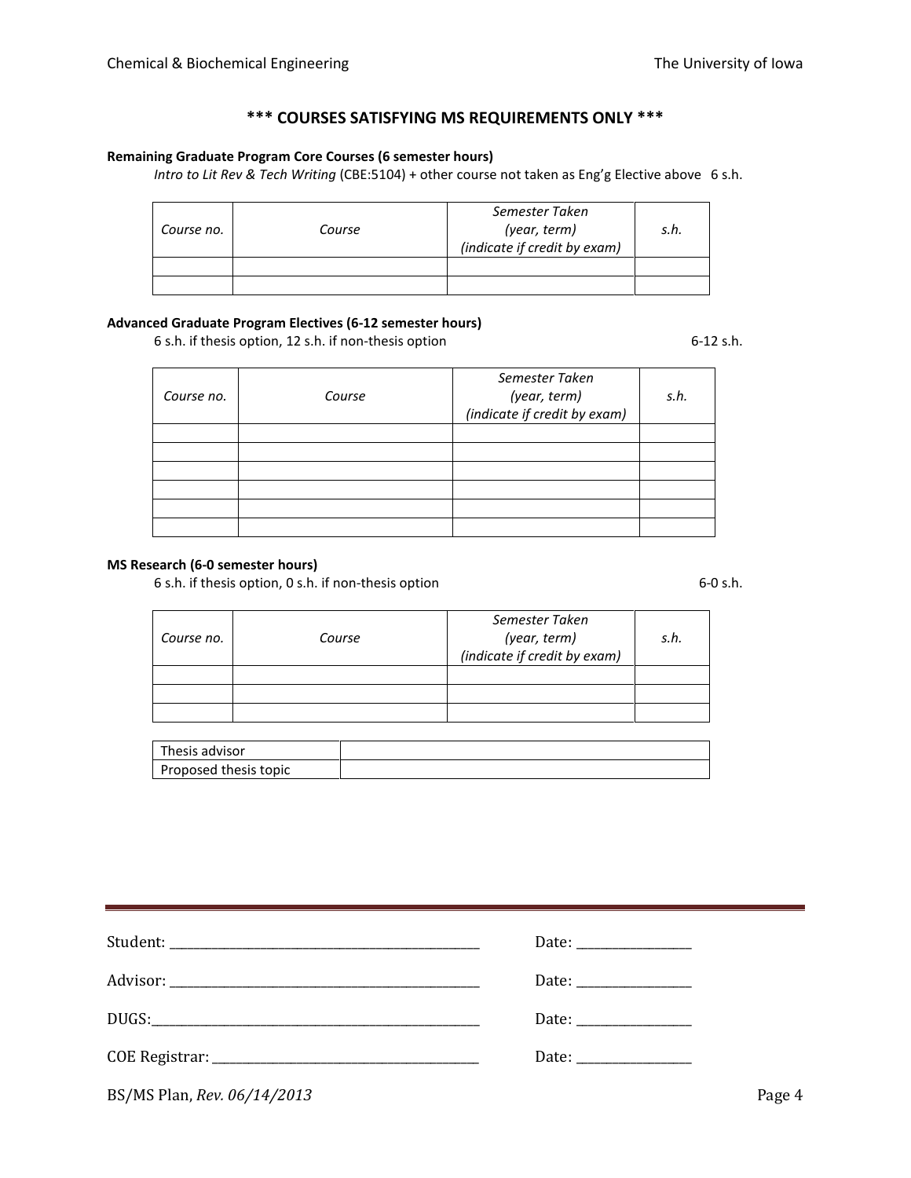## *** COURSES SATISFYING MS REQUIREMENTS ONLY ***

**Remaining Graduate Program Core Courses (6 semester hours)**

*Intro to Lit Rev & Tech Writing* (CBE:5104) + other course not taken as Eng'g Elective above 6 s.h.

| *Course no.* | *Course* | *Semester Taken (year, term) (indicate if credit by exam)* | *s.h.* |
|---|---|---|---|
| | | | |
| | | | |

**Advanced Graduate Program Electives (6-12 semester hours)**

6 s.h. if thesis option, 12 s.h. if non-thesis option 6-12 s.h.

| *Course no.* | *Course* | *Semester Taken (year, term) (indicate if credit by exam)* | *s.h.* |
|---|---|---|---|
| | | | |
| | | | |
| | | | |
| | | | |
| | | | |
| | | | |

**MS Research (6-0 semester hours)**

6 s.h. if thesis option, 0 s.h. if non-thesis option 6-0 s.h.

| *Course no.* | *Course* | *Semester Taken (year, term) (indicate if credit by exam)* | *s.h.* |
|---|---|---|---|
| | | | |
| | | | |
| | | | |

| | |
|---|---|
| Thesis advisor | |
| Proposed thesis topic | |

---

Student: ______________________________ Date: ____________

Advisor: ______________________________ Date: ____________

DUGS: ________________________________ Date: ____________

COE Registrar: __________________________ Date: ____________

BS/MS Plan, *Rev. 06/14/2013*